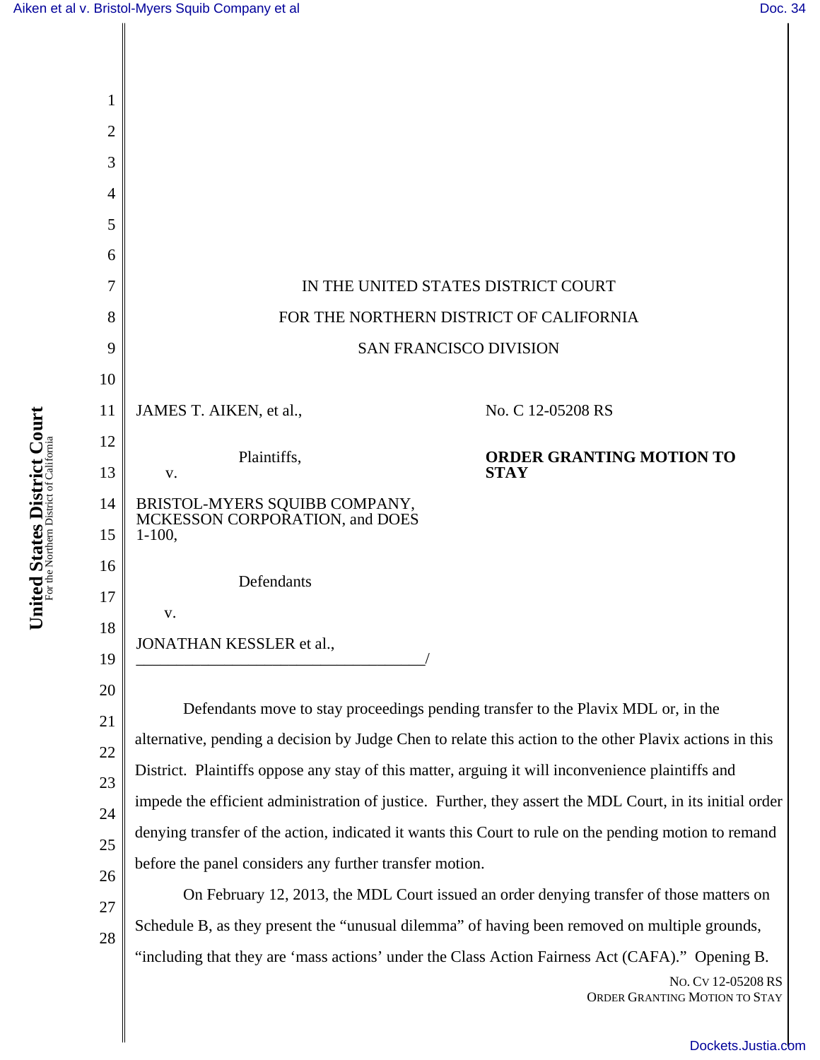IN THE UNITED STATES DISTRICT COURT

FOR THE NORTHERN DISTRICT OF CALIFORNIA

SAN FRANCISCO DIVISION

JAMES T. AIKEN, et al.,

Plaintiffs,

v.

BRISTOL-MYERS SQUIBB COMPANY, MCKESSON CORPORATION, and DOES 1-100,

Defendants

v.

JONATHAN KESSLER et al.,

\_\_\_\_\_\_\_\_\_\_\_\_\_\_\_\_\_\_\_\_\_\_\_\_\_\_\_\_\_\_\_\_\_\_\_\_/

No. C 12-05208 RS

**ORDER GRANTING MOTION TO STAY**

Defendants move to stay proceedings pending transfer to the Plavix MDL or, in the alternative, pending a decision by Judge Chen to relate this action to the other Plavix actions in this District. Plaintiffs oppose any stay of this matter, arguing it will inconvenience plaintiffs and impede the efficient administration of justice. Further, they assert the MDL Court, in its initial order denying transfer of the action, indicated it wants this Court to rule on the pending motion to remand before the panel considers any further transfer motion.

On February 12, 2013, the MDL Court issued an order denying transfer of those matters on Schedule B, as they present the "unusual dilemma" of having been removed on multiple grounds, "including that they are 'mass actions' under the Class Action Fairness Act (CAFA)." Opening B.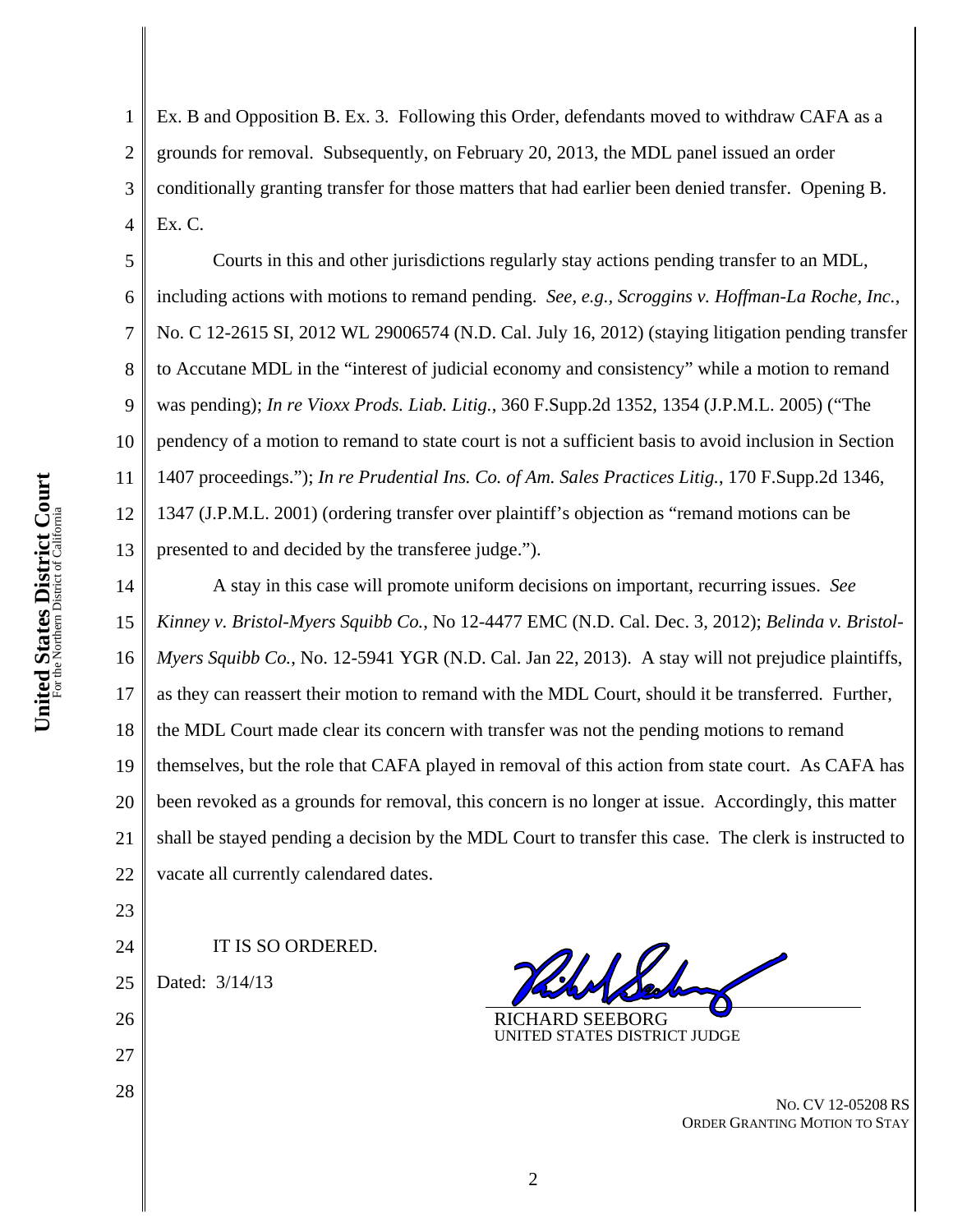Ex. B and Opposition B. Ex. 3. Following this Order, defendants moved to withdraw CAFA as a grounds for removal. Subsequently, on February 20, 2013, the MDL panel issued an order conditionally granting transfer for those matters that had earlier been denied transfer. Opening B. Ex. C.

Courts in this and other jurisdictions regularly stay actions pending transfer to an MDL, including actions with motions to remand pending. *See, e.g., Scroggins v. Hoffman-La Roche, Inc.*, No. C 12-2615 SI, 2012 WL 29006574 (N.D. Cal. July 16, 2012) (staying litigation pending transfer to Accutane MDL in the "interest of judicial economy and consistency" while a motion to remand was pending); *In re Vioxx Prods. Liab. Litig.*, 360 F.Supp.2d 1352, 1354 (J.P.M.L. 2005) ("The pendency of a motion to remand to state court is not a sufficient basis to avoid inclusion in Section 1407 proceedings."); *In re Prudential Ins. Co. of Am. Sales Practices Litig.*, 170 F.Supp.2d 1346, 1347 (J.P.M.L. 2001) (ordering transfer over plaintiff's objection as "remand motions can be presented to and decided by the transferee judge.").

A stay in this case will promote uniform decisions on important, recurring issues. *See Kinney v. Bristol-Myers Squibb Co.*, No 12-4477 EMC (N.D. Cal. Dec. 3, 2012); *Belinda v. Bristol-Myers Squibb Co.*, No. 12-5941 YGR (N.D. Cal. Jan 22, 2013). A stay will not prejudice plaintiffs, as they can reassert their motion to remand with the MDL Court, should it be transferred. Further, the MDL Court made clear its concern with transfer was not the pending motions to remand themselves, but the role that CAFA played in removal of this action from state court. As CAFA has been revoked as a grounds for removal, this concern is no longer at issue. Accordingly, this matter shall be stayed pending a decision by the MDL Court to transfer this case. The clerk is instructed to vacate all currently calendared dates.

IT IS SO ORDERED.

Dated: 3/14/13

RICHARD SEEBORG
UNITED STATES DISTRICT JUDGE